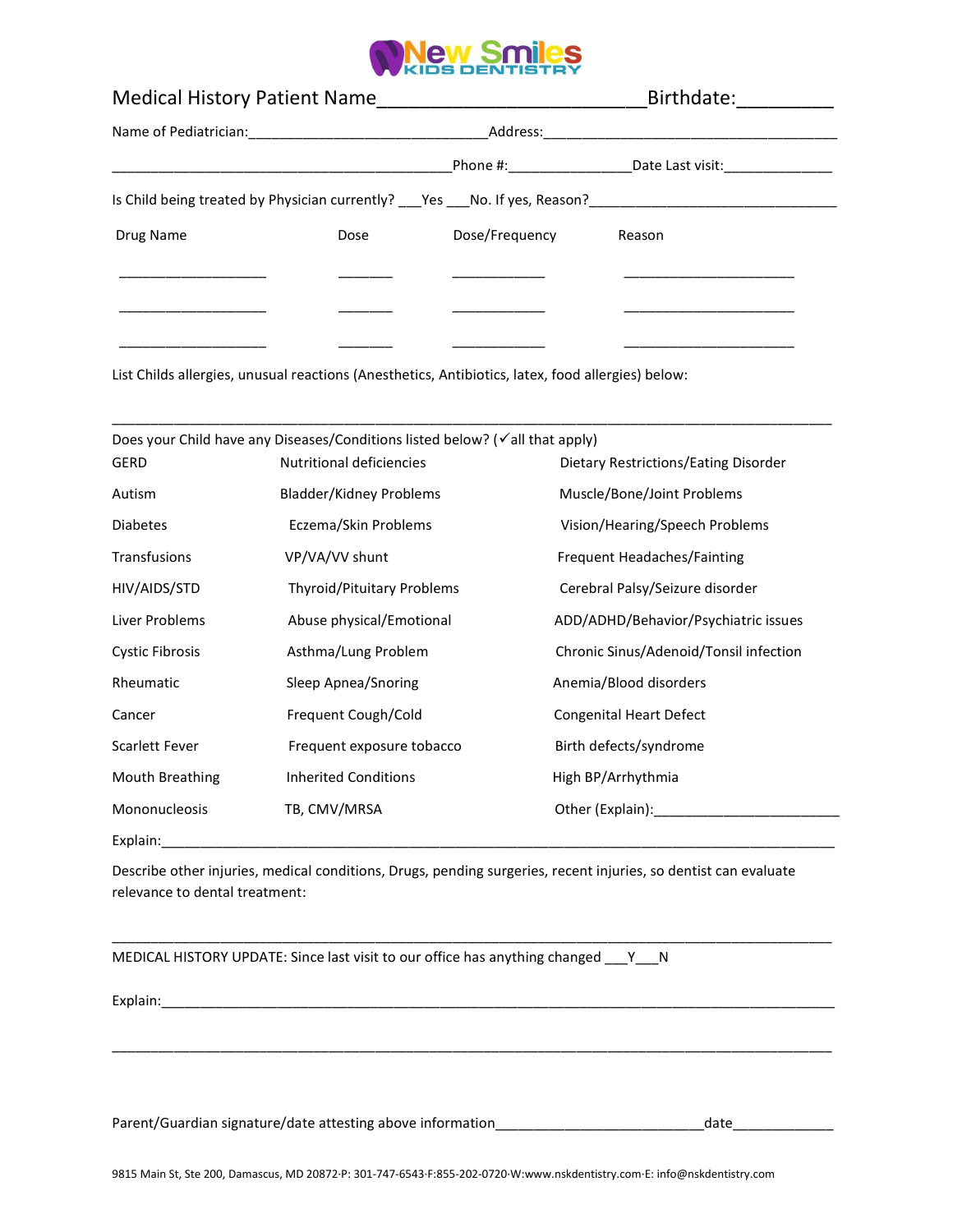New Smiles KIDS DENTISTRY

# Medical History Patient Name__________________________Birthdate:_________

Name of Pediatrician:______________________________Address:______________________________________

____________________________________________Phone #:________________Date Last visit:______________

Is Child being treated by Physician currently? ___Yes ___No. If yes, Reason?________________________________

| Drug Name | Dose | Dose/Frequency | Reason |
|---|---|---|---|
| ___________________ | _______ | ____________ | ______________________ |
| ___________________ | _______ | ____________ | ______________________ |
| ___________________ | _______ | ____________ | ______________________ |

List Childs allergies, unusual reactions (Anesthetics, Antibiotics, latex, food allergies) below:

___________________________________________________________________________________________

Does your Child have any Diseases/Conditions listed below? (✓all that apply)

| | | |
|---|---|---|
| GERD | Nutritional deficiencies | Dietary Restrictions/Eating Disorder |
| Autism | Bladder/Kidney Problems | Muscle/Bone/Joint Problems |
| Diabetes | Eczema/Skin Problems | Vision/Hearing/Speech Problems |
| Transfusions | VP/VA/VV shunt | Frequent Headaches/Fainting |
| HIV/AIDS/STD | Thyroid/Pituitary Problems | Cerebral Palsy/Seizure disorder |
| Liver Problems | Abuse physical/Emotional | ADD/ADHD/Behavior/Psychiatric issues |
| Cystic Fibrosis | Asthma/Lung Problem | Chronic Sinus/Adenoid/Tonsil infection |
| Rheumatic | Sleep Apnea/Snoring | Anemia/Blood disorders |
| Cancer | Frequent Cough/Cold | Congenital Heart Defect |
| Scarlett Fever | Frequent exposure tobacco | Birth defects/syndrome |
| Mouth Breathing | Inherited Conditions | High BP/Arrhythmia |
| Mononucleosis | TB, CMV/MRSA | Other (Explain):________________________ |

Explain:___________________________________________________________________________________

Describe other injuries, medical conditions, Drugs, pending surgeries, recent injuries, so dentist can evaluate relevance to dental treatment:

___________________________________________________________________________________________

MEDICAL HISTORY UPDATE: Since last visit to our office has anything changed ___Y___N

Explain:___________________________________________________________________________________

___________________________________________________________________________________________

Parent/Guardian signature/date attesting above information__________________________date_____________

9815 Main St, Ste 200, Damascus, MD 20872·P: 301-747-6543·F:855-202-0720·W:www.nskdentistry.com·E: info@nskdentistry.com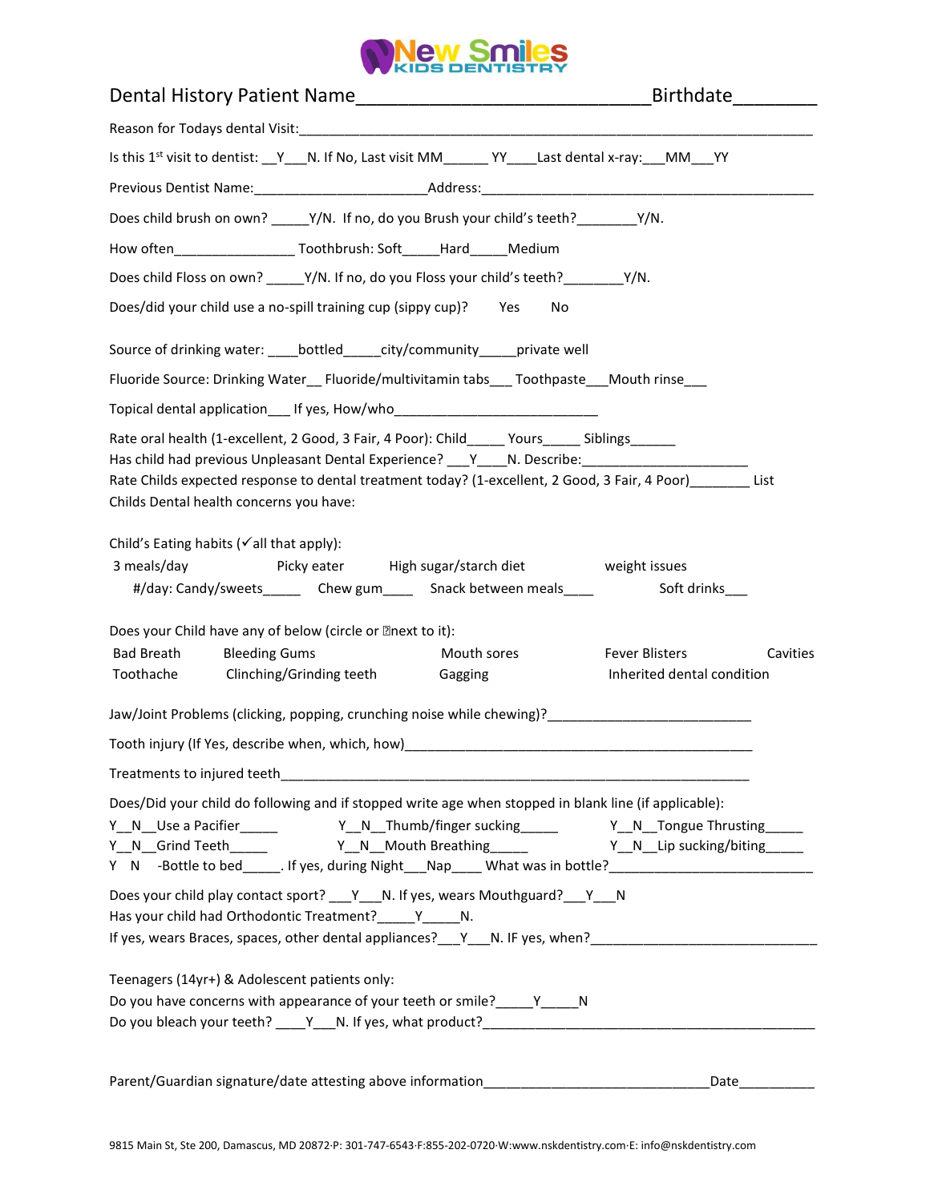New Smiles KIDS DENTISTRY

Dental History Patient Name_____________________________Birthdate________

Reason for Todays dental Visit:___________________________________________________________________________

Is this 1st visit to dentist: __Y___N. If No, Last visit MM______ YY____Last dental x-ray:___MM___YY

Previous Dentist Name:_______________________Address:_______________________________________________

Does child brush on own? _____Y/N. If no, do you Brush your child's teeth?________Y/N.

How often________________ Toothbrush: Soft_____Hard_____Medium

Does child Floss on own? _____Y/N. If no, do you Floss your child's teeth?________Y/N.

Does/did your child use a no-spill training cup (sippy cup)? Yes No

Source of drinking water: ____bottled_____city/community_____private well

Fluoride Source: Drinking Water__ Fluoride/multivitamin tabs___ Toothpaste___Mouth rinse___

Topical dental application___ If yes, How/who___________________________

Rate oral health (1-excellent, 2 Good, 3 Fair, 4 Poor): Child_____ Yours_____ Siblings______
Has child had previous Unpleasant Dental Experience? ___Y____N. Describe:______________________
Rate Childs expected response to dental treatment today? (1-excellent, 2 Good, 3 Fair, 4 Poor)________ List Childs Dental health concerns you have:

Child's Eating habits (✓all that apply):

3 meals/day Picky eater High sugar/starch diet weight issues
#/day: Candy/sweets_____ Chew gum_____ Snack between meals____ Soft drinks___

Does your Child have any of below (circle or ☐next to it):

Bad Breath Bleeding Gums Mouth sores Fever Blisters Cavities
Toothache Clinching/Grinding teeth Gagging Inherited dental condition

Jaw/Joint Problems (clicking, popping, crunching noise while chewing)?___________________________

Tooth injury (If Yes, describe when, which, how)_______________________________________________

Treatments to injured teeth_________________________________________________________________

Does/Did your child do following and if stopped write age when stopped in blank line (if applicable):

Y__N__Use a Pacifier_____ Y__N__Thumb/finger sucking_____ Y__N__Tongue Thrusting_____
Y__N__Grind Teeth_____ Y__N__Mouth Breathing_____ Y__N__Lip sucking/biting_____
Y N -Bottle to bed_____. If yes, during Night___Nap____ What was in bottle?_________________________

Does your child play contact sport? ___Y___N. If yes, wears Mouthguard?___Y___N
Has your child had Orthodontic Treatment?_____Y_____N.
If yes, wears Braces, spaces, other dental appliances?___Y___N. IF yes, when?______________________________

Teenagers (14yr+) & Adolescent patients only:
Do you have concerns with appearance of your teeth or smile?_____Y_____N
Do you bleach your teeth? ____Y___N. If yes, what product?_____________________________________________

Parent/Guardian signature/date attesting above information_____________________________Date__________

9815 Main St, Ste 200, Damascus, MD 20872·P: 301-747-6543·F:855-202-0720·W:www.nskdentistry.com·E: info@nskdentistry.com